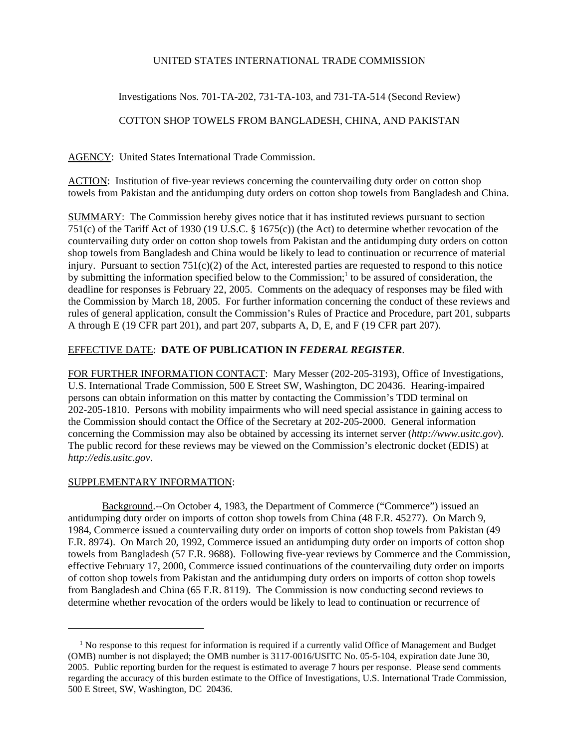UNITED STATES INTERNATIONAL TRADE COMMISSION

Investigations Nos. 701-TA-202, 731-TA-103, and 731-TA-514 (Second Review)

COTTON SHOP TOWELS FROM BANGLADESH, CHINA, AND PAKISTAN

AGENCY: United States International Trade Commission.

ACTION: Institution of five-year reviews concerning the countervailing duty order on cotton shop towels from Pakistan and the antidumping duty orders on cotton shop towels from Bangladesh and China.

SUMMARY: The Commission hereby gives notice that it has instituted reviews pursuant to section 751(c) of the Tariff Act of 1930 (19 U.S.C. § 1675(c)) (the Act) to determine whether revocation of the countervailing duty order on cotton shop towels from Pakistan and the antidumping duty orders on cotton shop towels from Bangladesh and China would be likely to lead to continuation or recurrence of material injury. Pursuant to section 751(c)(2) of the Act, interested parties are requested to respond to this notice by submitting the information specified below to the Commission;[1] to be assured of consideration, the deadline for responses is February 22, 2005. Comments on the adequacy of responses may be filed with the Commission by March 18, 2005. For further information concerning the conduct of these reviews and rules of general application, consult the Commission's Rules of Practice and Procedure, part 201, subparts A through E (19 CFR part 201), and part 207, subparts A, D, E, and F (19 CFR part 207).

EFFECTIVE DATE: **DATE OF PUBLICATION IN *FEDERAL REGISTER*.**

FOR FURTHER INFORMATION CONTACT: Mary Messer (202-205-3193), Office of Investigations, U.S. International Trade Commission, 500 E Street SW, Washington, DC 20436. Hearing-impaired persons can obtain information on this matter by contacting the Commission's TDD terminal on 202-205-1810. Persons with mobility impairments who will need special assistance in gaining access to the Commission should contact the Office of the Secretary at 202-205-2000. General information concerning the Commission may also be obtained by accessing its internet server (*http://www.usitc.gov*). The public record for these reviews may be viewed on the Commission's electronic docket (EDIS) at *http://edis.usitc.gov*.

SUPPLEMENTARY INFORMATION:

Background.--On October 4, 1983, the Department of Commerce ("Commerce") issued an antidumping duty order on imports of cotton shop towels from China (48 F.R. 45277). On March 9, 1984, Commerce issued a countervailing duty order on imports of cotton shop towels from Pakistan (49 F.R. 8974). On March 20, 1992, Commerce issued an antidumping duty order on imports of cotton shop towels from Bangladesh (57 F.R. 9688). Following five-year reviews by Commerce and the Commission, effective February 17, 2000, Commerce issued continuations of the countervailing duty order on imports of cotton shop towels from Pakistan and the antidumping duty orders on imports of cotton shop towels from Bangladesh and China (65 F.R. 8119). The Commission is now conducting second reviews to determine whether revocation of the orders would be likely to lead to continuation or recurrence of

[1] No response to this request for information is required if a currently valid Office of Management and Budget (OMB) number is not displayed; the OMB number is 3117-0016/USITC No. 05-5-104, expiration date June 30, 2005. Public reporting burden for the request is estimated to average 7 hours per response. Please send comments regarding the accuracy of this burden estimate to the Office of Investigations, U.S. International Trade Commission, 500 E Street, SW, Washington, DC 20436.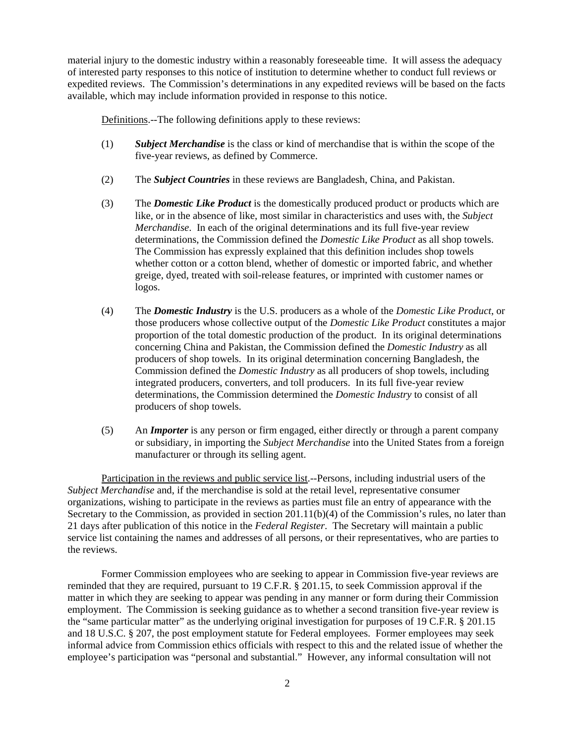material injury to the domestic industry within a reasonably foreseeable time. It will assess the adequacy of interested party responses to this notice of institution to determine whether to conduct full reviews or expedited reviews. The Commission's determinations in any expedited reviews will be based on the facts available, which may include information provided in response to this notice.

<u>Definitions</u>.--The following definitions apply to these reviews:

(1) ***Subject Merchandise*** is the class or kind of merchandise that is within the scope of the five-year reviews, as defined by Commerce.

(2) The ***Subject Countries*** in these reviews are Bangladesh, China, and Pakistan.

(3) The ***Domestic Like Product*** is the domestically produced product or products which are like, or in the absence of like, most similar in characteristics and uses with, the *Subject Merchandise*. In each of the original determinations and its full five-year review determinations, the Commission defined the *Domestic Like Product* as all shop towels. The Commission has expressly explained that this definition includes shop towels whether cotton or a cotton blend, whether of domestic or imported fabric, and whether greige, dyed, treated with soil-release features, or imprinted with customer names or logos.

(4) The ***Domestic Industry*** is the U.S. producers as a whole of the *Domestic Like Product*, or those producers whose collective output of the *Domestic Like Product* constitutes a major proportion of the total domestic production of the product. In its original determinations concerning China and Pakistan, the Commission defined the *Domestic Industry* as all producers of shop towels. In its original determination concerning Bangladesh, the Commission defined the *Domestic Industry* as all producers of shop towels, including integrated producers, converters, and toll producers. In its full five-year review determinations, the Commission determined the *Domestic Industry* to consist of all producers of shop towels.

(5) An ***Importer*** is any person or firm engaged, either directly or through a parent company or subsidiary, in importing the *Subject Merchandise* into the United States from a foreign manufacturer or through its selling agent.

<u>Participation in the reviews and public service list</u>.--Persons, including industrial users of the *Subject Merchandise* and, if the merchandise is sold at the retail level, representative consumer organizations, wishing to participate in the reviews as parties must file an entry of appearance with the Secretary to the Commission, as provided in section 201.11(b)(4) of the Commission's rules, no later than 21 days after publication of this notice in the *Federal Register*. The Secretary will maintain a public service list containing the names and addresses of all persons, or their representatives, who are parties to the reviews.

Former Commission employees who are seeking to appear in Commission five-year reviews are reminded that they are required, pursuant to 19 C.F.R. § 201.15, to seek Commission approval if the matter in which they are seeking to appear was pending in any manner or form during their Commission employment. The Commission is seeking guidance as to whether a second transition five-year review is the "same particular matter" as the underlying original investigation for purposes of 19 C.F.R. § 201.15 and 18 U.S.C. § 207, the post employment statute for Federal employees. Former employees may seek informal advice from Commission ethics officials with respect to this and the related issue of whether the employee's participation was "personal and substantial." However, any informal consultation will not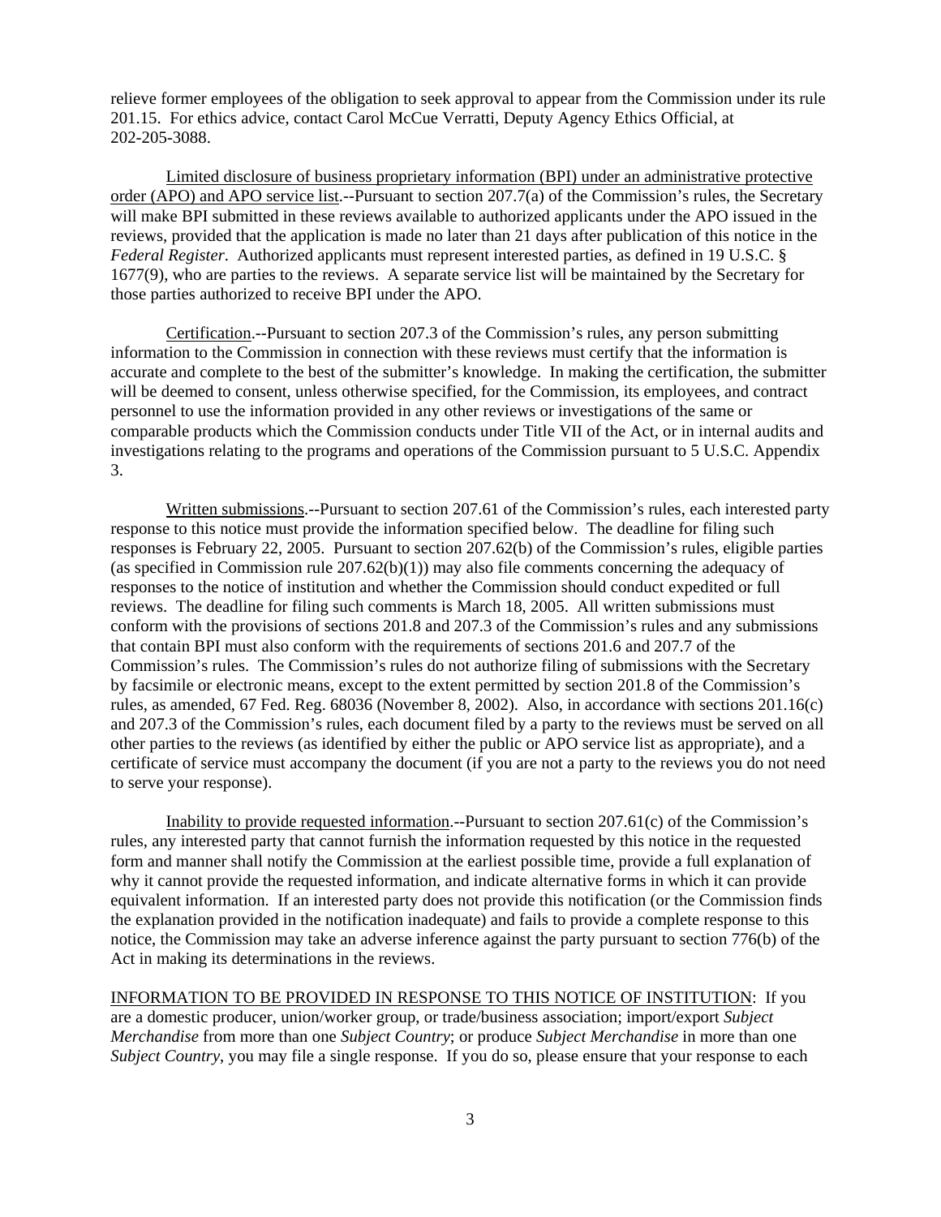relieve former employees of the obligation to seek approval to appear from the Commission under its rule 201.15. For ethics advice, contact Carol McCue Verratti, Deputy Agency Ethics Official, at 202-205-3088.

Limited disclosure of business proprietary information (BPI) under an administrative protective order (APO) and APO service list.--Pursuant to section 207.7(a) of the Commission's rules, the Secretary will make BPI submitted in these reviews available to authorized applicants under the APO issued in the reviews, provided that the application is made no later than 21 days after publication of this notice in the *Federal Register*. Authorized applicants must represent interested parties, as defined in 19 U.S.C. § 1677(9), who are parties to the reviews. A separate service list will be maintained by the Secretary for those parties authorized to receive BPI under the APO.

Certification.--Pursuant to section 207.3 of the Commission's rules, any person submitting information to the Commission in connection with these reviews must certify that the information is accurate and complete to the best of the submitter's knowledge. In making the certification, the submitter will be deemed to consent, unless otherwise specified, for the Commission, its employees, and contract personnel to use the information provided in any other reviews or investigations of the same or comparable products which the Commission conducts under Title VII of the Act, or in internal audits and investigations relating to the programs and operations of the Commission pursuant to 5 U.S.C. Appendix 3.

Written submissions.--Pursuant to section 207.61 of the Commission's rules, each interested party response to this notice must provide the information specified below. The deadline for filing such responses is February 22, 2005. Pursuant to section 207.62(b) of the Commission's rules, eligible parties (as specified in Commission rule 207.62(b)(1)) may also file comments concerning the adequacy of responses to the notice of institution and whether the Commission should conduct expedited or full reviews. The deadline for filing such comments is March 18, 2005. All written submissions must conform with the provisions of sections 201.8 and 207.3 of the Commission's rules and any submissions that contain BPI must also conform with the requirements of sections 201.6 and 207.7 of the Commission's rules. The Commission's rules do not authorize filing of submissions with the Secretary by facsimile or electronic means, except to the extent permitted by section 201.8 of the Commission's rules, as amended, 67 Fed. Reg. 68036 (November 8, 2002). Also, in accordance with sections 201.16(c) and 207.3 of the Commission's rules, each document filed by a party to the reviews must be served on all other parties to the reviews (as identified by either the public or APO service list as appropriate), and a certificate of service must accompany the document (if you are not a party to the reviews you do not need to serve your response).

Inability to provide requested information.--Pursuant to section 207.61(c) of the Commission's rules, any interested party that cannot furnish the information requested by this notice in the requested form and manner shall notify the Commission at the earliest possible time, provide a full explanation of why it cannot provide the requested information, and indicate alternative forms in which it can provide equivalent information. If an interested party does not provide this notification (or the Commission finds the explanation provided in the notification inadequate) and fails to provide a complete response to this notice, the Commission may take an adverse inference against the party pursuant to section 776(b) of the Act in making its determinations in the reviews.

INFORMATION TO BE PROVIDED IN RESPONSE TO THIS NOTICE OF INSTITUTION: If you are a domestic producer, union/worker group, or trade/business association; import/export *Subject Merchandise* from more than one *Subject Country*; or produce *Subject Merchandise* in more than one *Subject Country*, you may file a single response. If you do so, please ensure that your response to each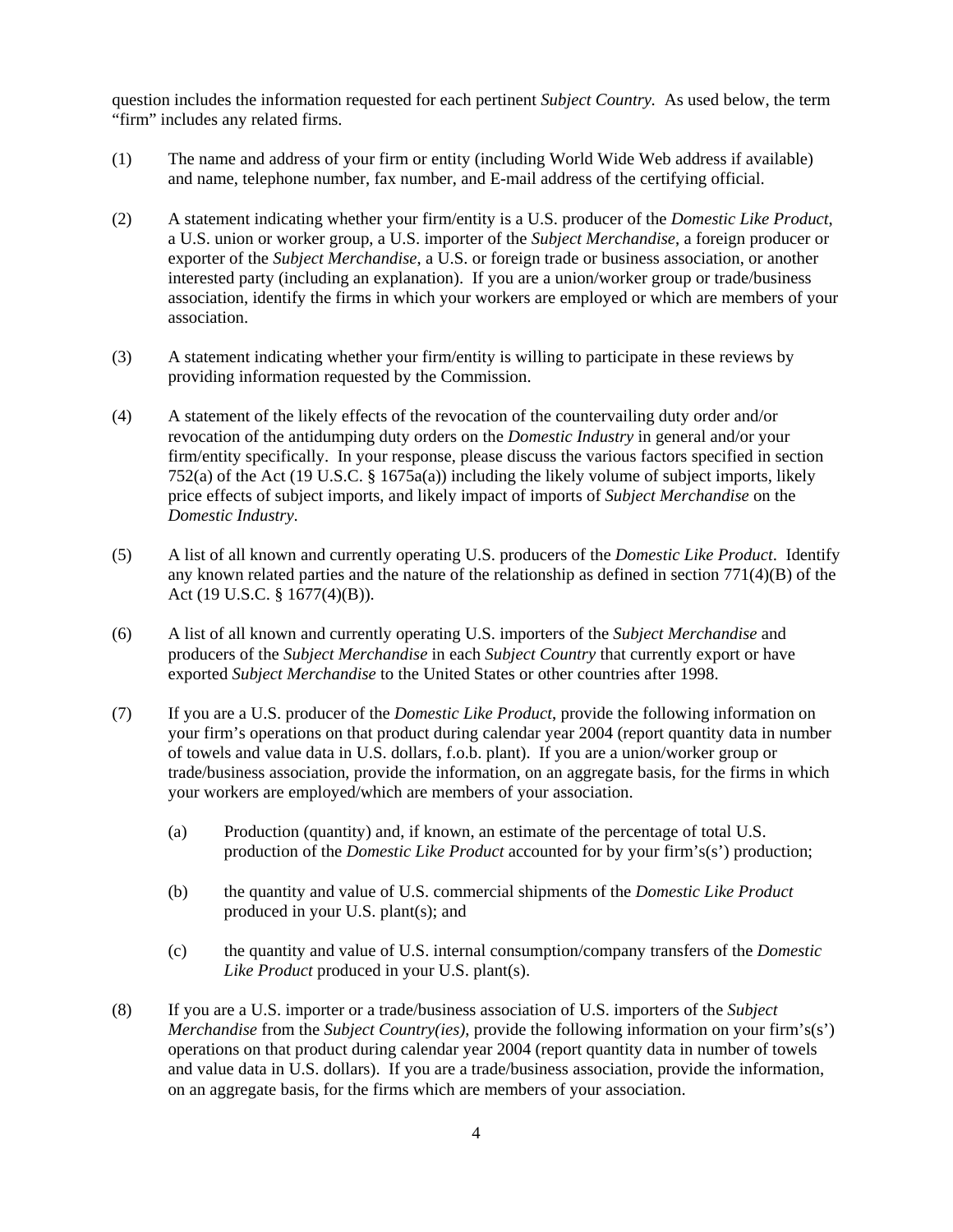question includes the information requested for each pertinent *Subject Country.* As used below, the term "firm" includes any related firms.

(1) The name and address of your firm or entity (including World Wide Web address if available) and name, telephone number, fax number, and E-mail address of the certifying official.

(2) A statement indicating whether your firm/entity is a U.S. producer of the *Domestic Like Product*, a U.S. union or worker group, a U.S. importer of the *Subject Merchandise*, a foreign producer or exporter of the *Subject Merchandise*, a U.S. or foreign trade or business association, or another interested party (including an explanation). If you are a union/worker group or trade/business association, identify the firms in which your workers are employed or which are members of your association.

(3) A statement indicating whether your firm/entity is willing to participate in these reviews by providing information requested by the Commission.

(4) A statement of the likely effects of the revocation of the countervailing duty order and/or revocation of the antidumping duty orders on the *Domestic Industry* in general and/or your firm/entity specifically. In your response, please discuss the various factors specified in section 752(a) of the Act (19 U.S.C. § 1675a(a)) including the likely volume of subject imports, likely price effects of subject imports, and likely impact of imports of *Subject Merchandise* on the *Domestic Industry*.

(5) A list of all known and currently operating U.S. producers of the *Domestic Like Product*. Identify any known related parties and the nature of the relationship as defined in section 771(4)(B) of the Act (19 U.S.C. § 1677(4)(B)).

(6) A list of all known and currently operating U.S. importers of the *Subject Merchandise* and producers of the *Subject Merchandise* in each *Subject Country* that currently export or have exported *Subject Merchandise* to the United States or other countries after 1998.

(7) If you are a U.S. producer of the *Domestic Like Product*, provide the following information on your firm's operations on that product during calendar year 2004 (report quantity data in number of towels and value data in U.S. dollars, f.o.b. plant). If you are a union/worker group or trade/business association, provide the information, on an aggregate basis, for the firms in which your workers are employed/which are members of your association.

   (a) Production (quantity) and, if known, an estimate of the percentage of total U.S. production of the *Domestic Like Product* accounted for by your firm's(s') production;

   (b) the quantity and value of U.S. commercial shipments of the *Domestic Like Product* produced in your U.S. plant(s); and

   (c) the quantity and value of U.S. internal consumption/company transfers of the *Domestic Like Product* produced in your U.S. plant(s).

(8) If you are a U.S. importer or a trade/business association of U.S. importers of the *Subject Merchandise* from the *Subject Country(ies)*, provide the following information on your firm's(s') operations on that product during calendar year 2004 (report quantity data in number of towels and value data in U.S. dollars). If you are a trade/business association, provide the information, on an aggregate basis, for the firms which are members of your association.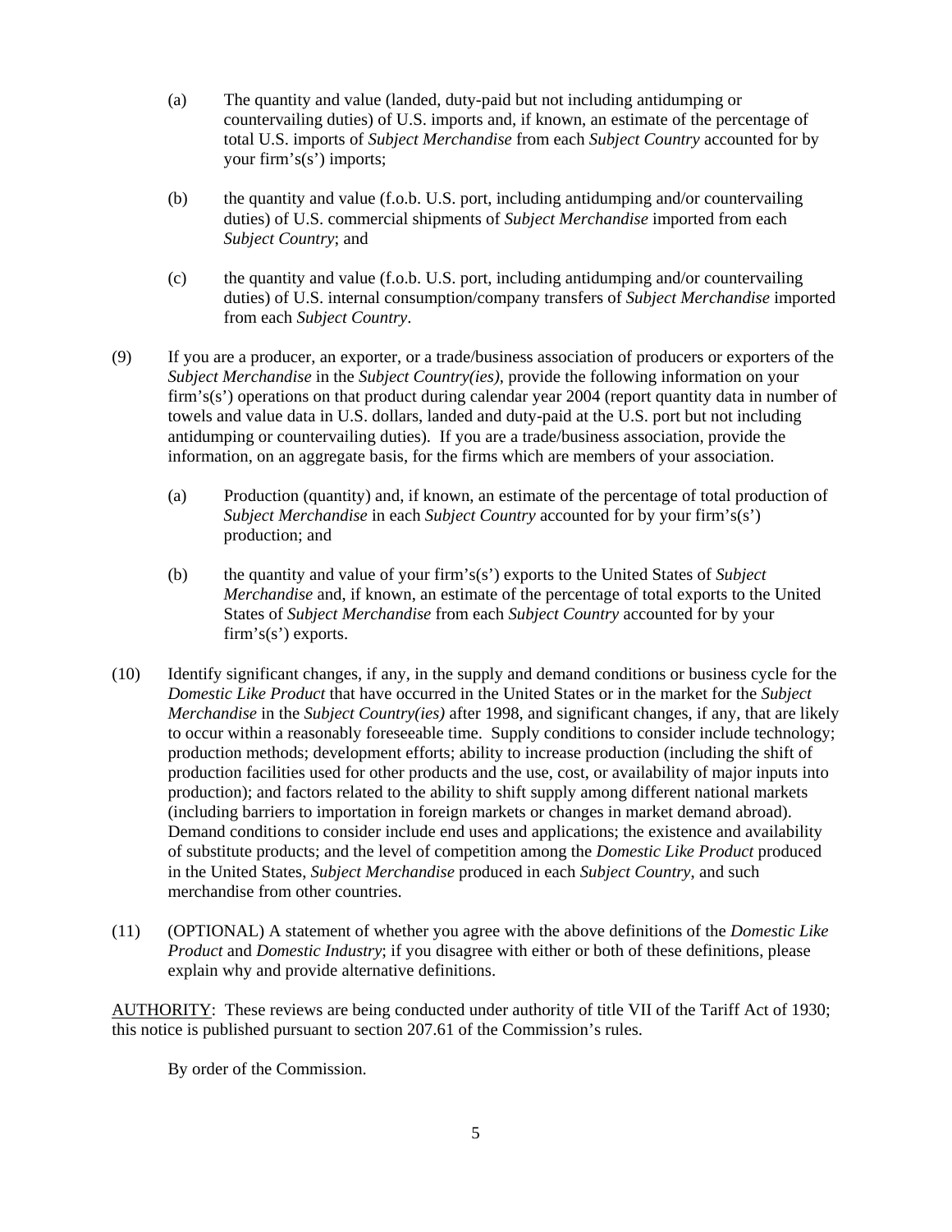(a) The quantity and value (landed, duty-paid but not including antidumping or countervailing duties) of U.S. imports and, if known, an estimate of the percentage of total U.S. imports of *Subject Merchandise* from each *Subject Country* accounted for by your firm's(s') imports;

(b) the quantity and value (f.o.b. U.S. port, including antidumping and/or countervailing duties) of U.S. commercial shipments of *Subject Merchandise* imported from each *Subject Country*; and

(c) the quantity and value (f.o.b. U.S. port, including antidumping and/or countervailing duties) of U.S. internal consumption/company transfers of *Subject Merchandise* imported from each *Subject Country*.

(9) If you are a producer, an exporter, or a trade/business association of producers or exporters of the *Subject Merchandise* in the *Subject Country(ies)*, provide the following information on your firm's(s') operations on that product during calendar year 2004 (report quantity data in number of towels and value data in U.S. dollars, landed and duty-paid at the U.S. port but not including antidumping or countervailing duties). If you are a trade/business association, provide the information, on an aggregate basis, for the firms which are members of your association.

(a) Production (quantity) and, if known, an estimate of the percentage of total production of *Subject Merchandise* in each *Subject Country* accounted for by your firm's(s') production; and

(b) the quantity and value of your firm's(s') exports to the United States of *Subject Merchandise* and, if known, an estimate of the percentage of total exports to the United States of *Subject Merchandise* from each *Subject Country* accounted for by your firm's(s') exports.

(10) Identify significant changes, if any, in the supply and demand conditions or business cycle for the *Domestic Like Product* that have occurred in the United States or in the market for the *Subject Merchandise* in the *Subject Country(ies)* after 1998, and significant changes, if any, that are likely to occur within a reasonably foreseeable time. Supply conditions to consider include technology; production methods; development efforts; ability to increase production (including the shift of production facilities used for other products and the use, cost, or availability of major inputs into production); and factors related to the ability to shift supply among different national markets (including barriers to importation in foreign markets or changes in market demand abroad). Demand conditions to consider include end uses and applications; the existence and availability of substitute products; and the level of competition among the *Domestic Like Product* produced in the United States, *Subject Merchandise* produced in each *Subject Country*, and such merchandise from other countries.

(11) (OPTIONAL) A statement of whether you agree with the above definitions of the *Domestic Like Product* and *Domestic Industry*; if you disagree with either or both of these definitions, please explain why and provide alternative definitions.

AUTHORITY: These reviews are being conducted under authority of title VII of the Tariff Act of 1930; this notice is published pursuant to section 207.61 of the Commission's rules.

By order of the Commission.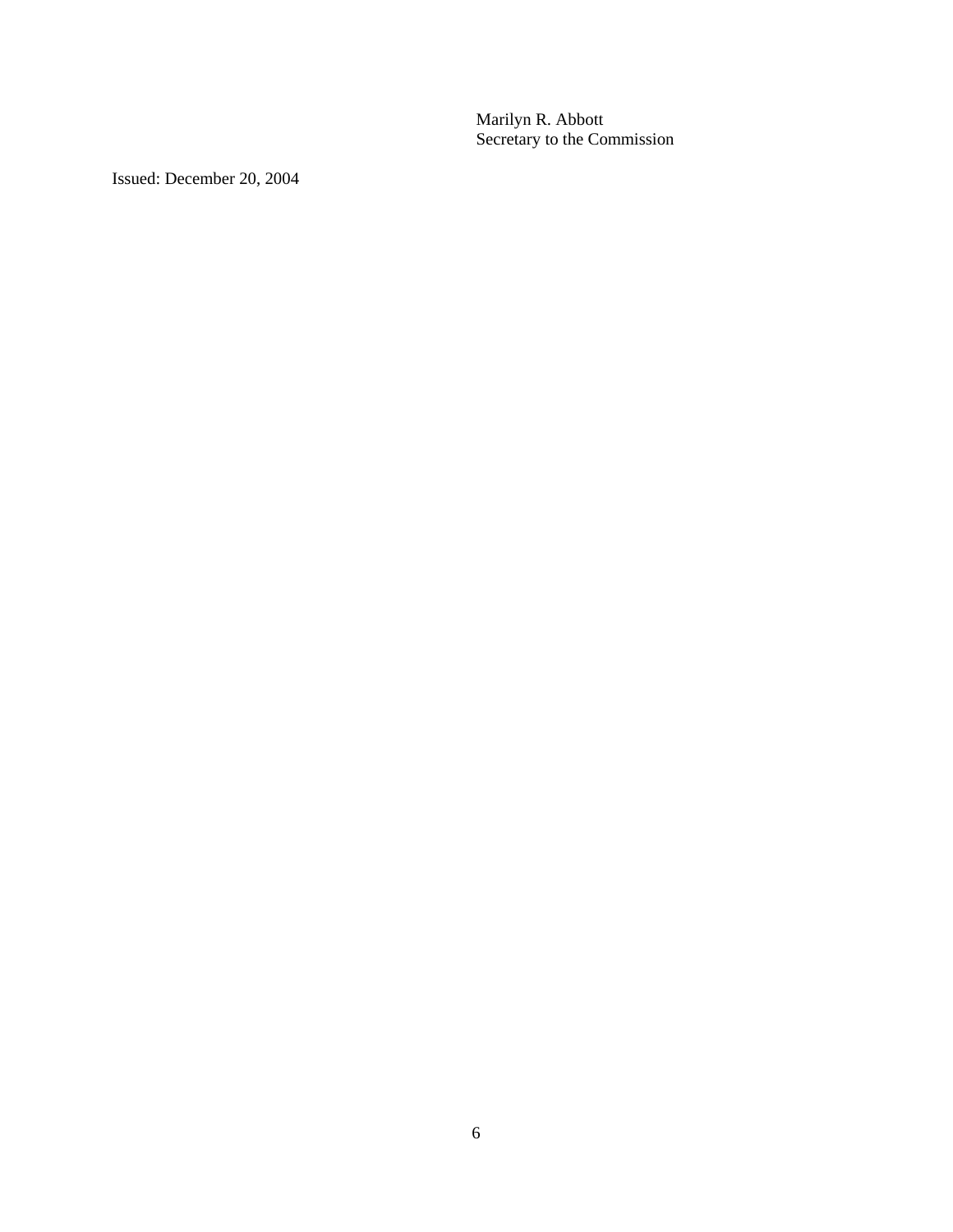Marilyn R. Abbott
Secretary to the Commission

Issued: December 20, 2004